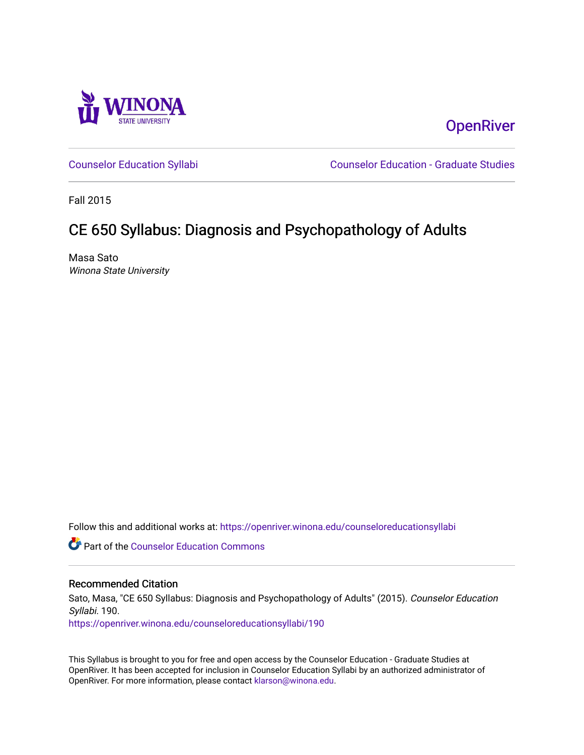OpenRiver

Counselor Education Syllabi

Counselor Education - Graduate Studies

Fall 2015

# CE 650 Syllabus: Diagnosis and Psychopathology of Adults

Masa Sato

*Winona State University*

Follow this and additional works at: https://openriver.winona.edu/counseloreducationsyllabi

Part of the Counselor Education Commons

## Recommended Citation

Sato, Masa, "CE 650 Syllabus: Diagnosis and Psychopathology of Adults" (2015). *Counselor Education Syllabi*. 190.

https://openriver.winona.edu/counseloreducationsyllabi/190

This Syllabus is brought to you for free and open access by the Counselor Education - Graduate Studies at OpenRiver. It has been accepted for inclusion in Counselor Education Syllabi by an authorized administrator of OpenRiver. For more information, please contact klarson@winona.edu.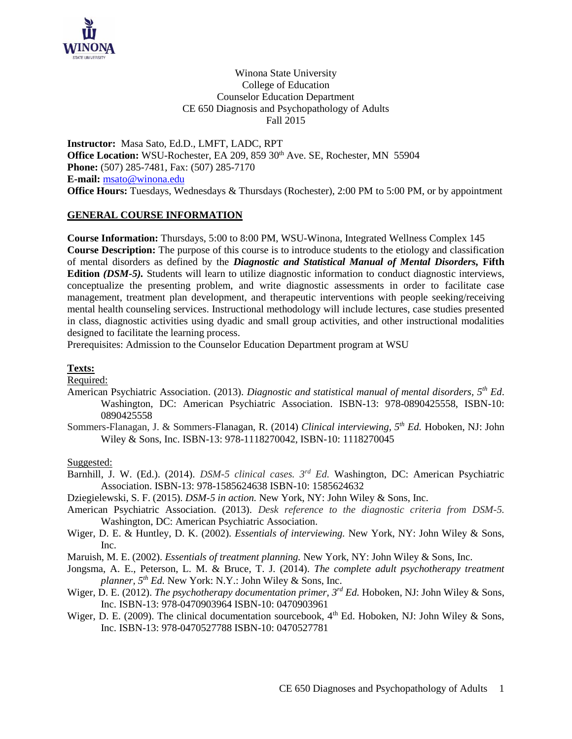Winona State University
College of Education
Counselor Education Department
CE 650 Diagnosis and Psychopathology of Adults
Fall 2015

**Instructor:** Masa Sato, Ed.D., LMFT, LADC, RPT
**Office Location:** WSU-Rochester, EA 209, 859 30th Ave. SE, Rochester, MN 55904
**Phone:** (507) 285-7481, Fax: (507) 285-7170
**E-mail:** msato@winona.edu
**Office Hours:** Tuesdays, Wednesdays & Thursdays (Rochester), 2:00 PM to 5:00 PM, or by appointment

## GENERAL COURSE INFORMATION

**Course Information:** Thursdays, 5:00 to 8:00 PM, WSU-Winona, Integrated Wellness Complex 145
**Course Description:** The purpose of this course is to introduce students to the etiology and classification of mental disorders as defined by the ***Diagnostic and Statistical Manual of Mental Disorders,* Fifth Edition *(DSM-5).*** Students will learn to utilize diagnostic information to conduct diagnostic interviews, conceptualize the presenting problem, and write diagnostic assessments in order to facilitate case management, treatment plan development, and therapeutic interventions with people seeking/receiving mental health counseling services. Instructional methodology will include lectures, case studies presented in class, diagnostic activities using dyadic and small group activities, and other instructional modalities designed to facilitate the learning process.
Prerequisites: Admission to the Counselor Education Department program at WSU

**Texts:**

Required:

American Psychiatric Association. (2013). *Diagnostic and statistical manual of mental disorders, 5th Ed*. Washington, DC: American Psychiatric Association. ISBN-13: 978-0890425558, ISBN-10: 0890425558

Sommers-Flanagan, J. & Sommers-Flanagan, R. (2014) *Clinical interviewing, 5th Ed.* Hoboken, NJ: John Wiley & Sons, Inc. ISBN-13: 978-1118270042, ISBN-10: 1118270045

Suggested:

Barnhill, J. W. (Ed.). (2014). *DSM-5 clinical cases. 3rd Ed.* Washington, DC: American Psychiatric Association. ISBN-13: 978-1585624638 ISBN-10: 1585624632

Dziegielewski, S. F. (2015). *DSM-5 in action.* New York, NY: John Wiley & Sons, Inc.

American Psychiatric Association. (2013). *Desk reference to the diagnostic criteria from DSM-5.* Washington, DC: American Psychiatric Association.

Wiger, D. E. & Huntley, D. K. (2002). *Essentials of interviewing.* New York, NY: John Wiley & Sons, Inc.

Maruish, M. E. (2002). *Essentials of treatment planning.* New York, NY: John Wiley & Sons, Inc.

Jongsma, A. E., Peterson, L. M. & Bruce, T. J. (2014). *The complete adult psychotherapy treatment planner, 5th Ed.* New York: N.Y.: John Wiley & Sons, Inc.

Wiger, D. E. (2012). *The psychotherapy documentation primer, 3rd Ed.* Hoboken, NJ: John Wiley & Sons, Inc. ISBN-13: 978-0470903964 ISBN-10: 0470903961

Wiger, D. E. (2009). The clinical documentation sourcebook, 4th Ed. Hoboken, NJ: John Wiley & Sons, Inc. ISBN-13: 978-0470527788 ISBN-10: 0470527781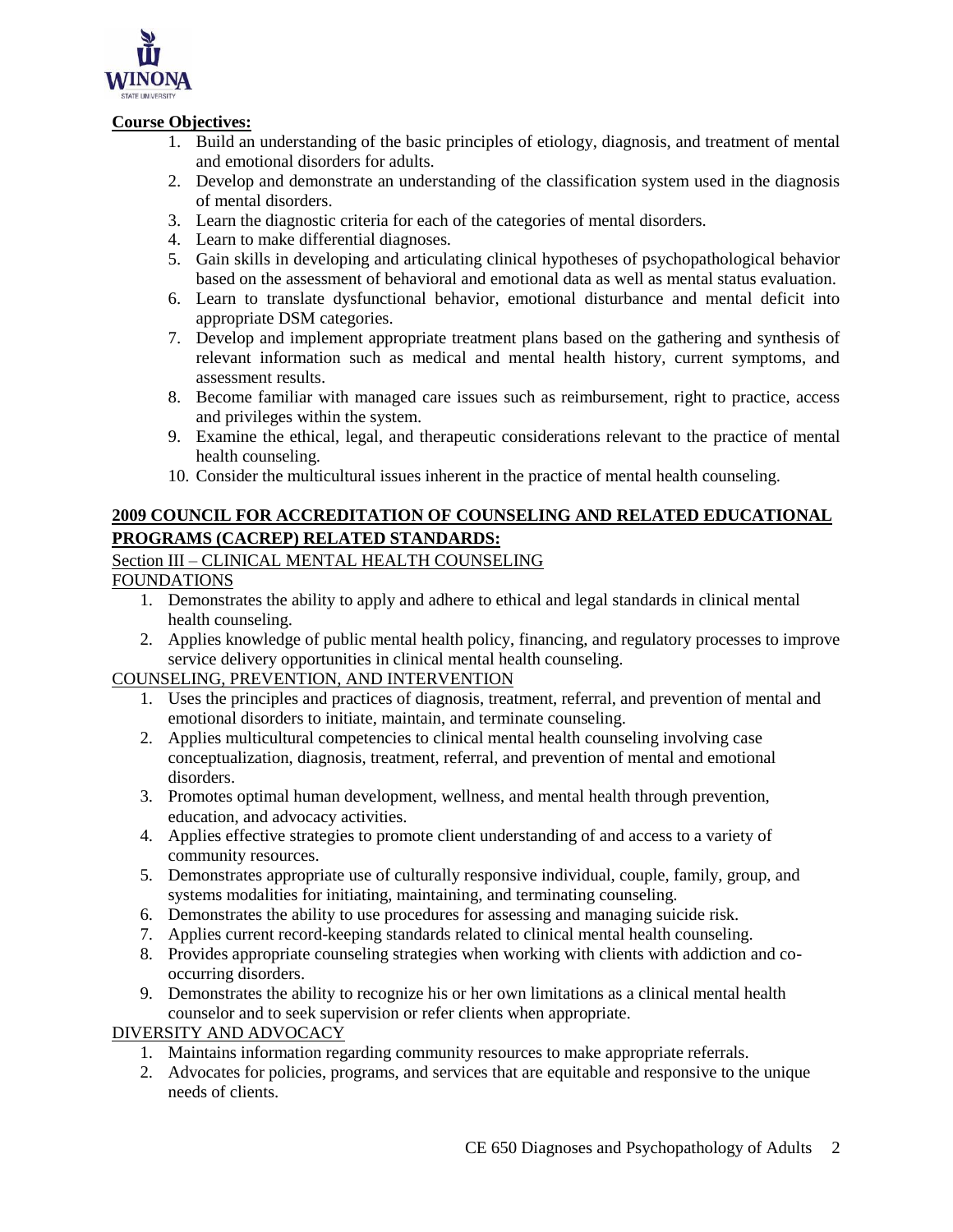**Course Objectives:**

1. Build an understanding of the basic principles of etiology, diagnosis, and treatment of mental and emotional disorders for adults.
2. Develop and demonstrate an understanding of the classification system used in the diagnosis of mental disorders.
3. Learn the diagnostic criteria for each of the categories of mental disorders.
4. Learn to make differential diagnoses.
5. Gain skills in developing and articulating clinical hypotheses of psychopathological behavior based on the assessment of behavioral and emotional data as well as mental status evaluation.
6. Learn to translate dysfunctional behavior, emotional disturbance and mental deficit into appropriate DSM categories.
7. Develop and implement appropriate treatment plans based on the gathering and synthesis of relevant information such as medical and mental health history, current symptoms, and assessment results.
8. Become familiar with managed care issues such as reimbursement, right to practice, access and privileges within the system.
9. Examine the ethical, legal, and therapeutic considerations relevant to the practice of mental health counseling.
10. Consider the multicultural issues inherent in the practice of mental health counseling.

**2009 COUNCIL FOR ACCREDITATION OF COUNSELING AND RELATED EDUCATIONAL PROGRAMS (CACREP) RELATED STANDARDS:**

Section III – CLINICAL MENTAL HEALTH COUNSELING

FOUNDATIONS

1. Demonstrates the ability to apply and adhere to ethical and legal standards in clinical mental health counseling.
2. Applies knowledge of public mental health policy, financing, and regulatory processes to improve service delivery opportunities in clinical mental health counseling.

COUNSELING, PREVENTION, AND INTERVENTION

1. Uses the principles and practices of diagnosis, treatment, referral, and prevention of mental and emotional disorders to initiate, maintain, and terminate counseling.
2. Applies multicultural competencies to clinical mental health counseling involving case conceptualization, diagnosis, treatment, referral, and prevention of mental and emotional disorders.
3. Promotes optimal human development, wellness, and mental health through prevention, education, and advocacy activities.
4. Applies effective strategies to promote client understanding of and access to a variety of community resources.
5. Demonstrates appropriate use of culturally responsive individual, couple, family, group, and systems modalities for initiating, maintaining, and terminating counseling.
6. Demonstrates the ability to use procedures for assessing and managing suicide risk.
7. Applies current record-keeping standards related to clinical mental health counseling.
8. Provides appropriate counseling strategies when working with clients with addiction and co-occurring disorders.
9. Demonstrates the ability to recognize his or her own limitations as a clinical mental health counselor and to seek supervision or refer clients when appropriate.

DIVERSITY AND ADVOCACY

1. Maintains information regarding community resources to make appropriate referrals.
2. Advocates for policies, programs, and services that are equitable and responsive to the unique needs of clients.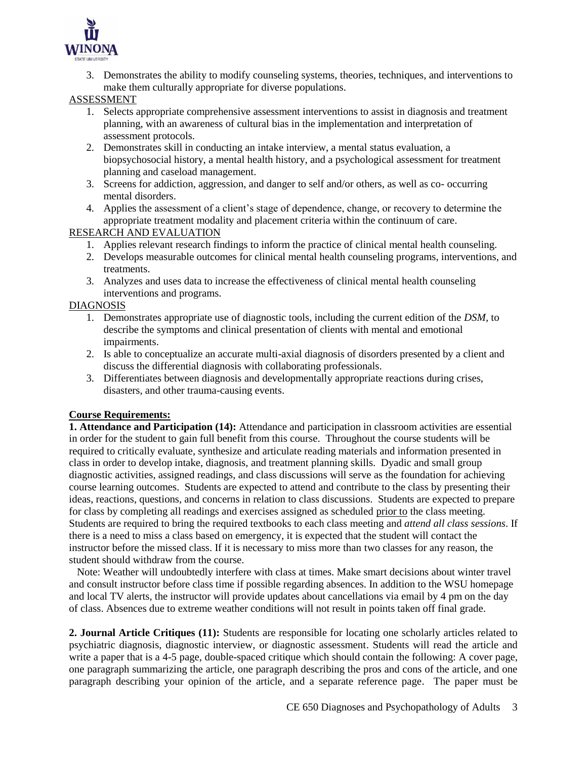3. Demonstrates the ability to modify counseling systems, theories, techniques, and interventions to make them culturally appropriate for diverse populations.

ASSESSMENT

1. Selects appropriate comprehensive assessment interventions to assist in diagnosis and treatment planning, with an awareness of cultural bias in the implementation and interpretation of assessment protocols.
2. Demonstrates skill in conducting an intake interview, a mental status evaluation, a biopsychosocial history, a mental health history, and a psychological assessment for treatment planning and caseload management.
3. Screens for addiction, aggression, and danger to self and/or others, as well as co- occurring mental disorders.
4. Applies the assessment of a client's stage of dependence, change, or recovery to determine the appropriate treatment modality and placement criteria within the continuum of care.

RESEARCH AND EVALUATION

1. Applies relevant research findings to inform the practice of clinical mental health counseling.
2. Develops measurable outcomes for clinical mental health counseling programs, interventions, and treatments.
3. Analyzes and uses data to increase the effectiveness of clinical mental health counseling interventions and programs.

DIAGNOSIS

1. Demonstrates appropriate use of diagnostic tools, including the current edition of the *DSM*, to describe the symptoms and clinical presentation of clients with mental and emotional impairments.
2. Is able to conceptualize an accurate multi-axial diagnosis of disorders presented by a client and discuss the differential diagnosis with collaborating professionals.
3. Differentiates between diagnosis and developmentally appropriate reactions during crises, disasters, and other trauma-causing events.

**Course Requirements:**

**1. Attendance and Participation (14):** Attendance and participation in classroom activities are essential in order for the student to gain full benefit from this course. Throughout the course students will be required to critically evaluate, synthesize and articulate reading materials and information presented in class in order to develop intake, diagnosis, and treatment planning skills. Dyadic and small group diagnostic activities, assigned readings, and class discussions will serve as the foundation for achieving course learning outcomes. Students are expected to attend and contribute to the class by presenting their ideas, reactions, questions, and concerns in relation to class discussions. Students are expected to prepare for class by completing all readings and exercises assigned as scheduled prior to the class meeting. Students are required to bring the required textbooks to each class meeting and *attend all class sessions*. If there is a need to miss a class based on emergency, it is expected that the student will contact the instructor before the missed class. If it is necessary to miss more than two classes for any reason, the student should withdraw from the course.

Note: Weather will undoubtedly interfere with class at times. Make smart decisions about winter travel and consult instructor before class time if possible regarding absences. In addition to the WSU homepage and local TV alerts, the instructor will provide updates about cancellations via email by 4 pm on the day of class. Absences due to extreme weather conditions will not result in points taken off final grade.

**2. Journal Article Critiques (11):** Students are responsible for locating one scholarly articles related to psychiatric diagnosis, diagnostic interview, or diagnostic assessment. Students will read the article and write a paper that is a 4-5 page, double-spaced critique which should contain the following: A cover page, one paragraph summarizing the article, one paragraph describing the pros and cons of the article, and one paragraph describing your opinion of the article, and a separate reference page. The paper must be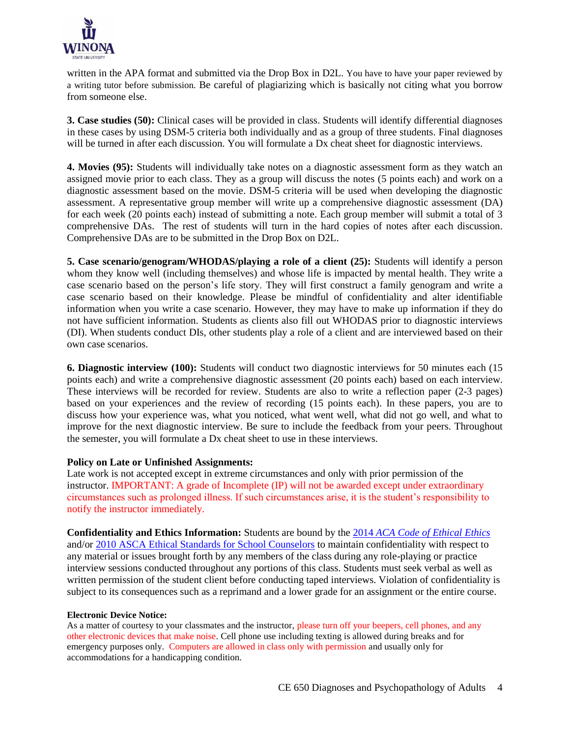written in the APA format and submitted via the Drop Box in D2L. You have to have your paper reviewed by a writing tutor before submission. Be careful of plagiarizing which is basically not citing what you borrow from someone else.

**3. Case studies (50):** Clinical cases will be provided in class. Students will identify differential diagnoses in these cases by using DSM-5 criteria both individually and as a group of three students. Final diagnoses will be turned in after each discussion. You will formulate a Dx cheat sheet for diagnostic interviews.

**4. Movies (95):** Students will individually take notes on a diagnostic assessment form as they watch an assigned movie prior to each class. They as a group will discuss the notes (5 points each) and work on a diagnostic assessment based on the movie. DSM-5 criteria will be used when developing the diagnostic assessment. A representative group member will write up a comprehensive diagnostic assessment (DA) for each week (20 points each) instead of submitting a note. Each group member will submit a total of 3 comprehensive DAs. The rest of students will turn in the hard copies of notes after each discussion. Comprehensive DAs are to be submitted in the Drop Box on D2L.

**5. Case scenario/genogram/WHODAS/playing a role of a client (25):** Students will identify a person whom they know well (including themselves) and whose life is impacted by mental health. They write a case scenario based on the person's life story. They will first construct a family genogram and write a case scenario based on their knowledge. Please be mindful of confidentiality and alter identifiable information when you write a case scenario. However, they may have to make up information if they do not have sufficient information. Students as clients also fill out WHODAS prior to diagnostic interviews (DI). When students conduct DIs, other students play a role of a client and are interviewed based on their own case scenarios.

**6. Diagnostic interview (100):** Students will conduct two diagnostic interviews for 50 minutes each (15 points each) and write a comprehensive diagnostic assessment (20 points each) based on each interview. These interviews will be recorded for review. Students are also to write a reflection paper (2-3 pages) based on your experiences and the review of recording (15 points each). In these papers, you are to discuss how your experience was, what you noticed, what went well, what did not go well, and what to improve for the next diagnostic interview. Be sure to include the feedback from your peers. Throughout the semester, you will formulate a Dx cheat sheet to use in these interviews.

**Policy on Late or Unfinished Assignments:**
Late work is not accepted except in extreme circumstances and only with prior permission of the instructor. IMPORTANT: A grade of Incomplete (IP) will not be awarded except under extraordinary circumstances such as prolonged illness. If such circumstances arise, it is the student's responsibility to notify the instructor immediately.

**Confidentiality and Ethics Information:** Students are bound by the 2014 *ACA Code of Ethical Ethics* and/or 2010 ASCA Ethical Standards for School Counselors to maintain confidentiality with respect to any material or issues brought forth by any members of the class during any role-playing or practice interview sessions conducted throughout any portions of this class. Students must seek verbal as well as written permission of the student client before conducting taped interviews. Violation of confidentiality is subject to its consequences such as a reprimand and a lower grade for an assignment or the entire course.

**Electronic Device Notice:**
As a matter of courtesy to your classmates and the instructor, please turn off your beepers, cell phones, and any other electronic devices that make noise. Cell phone use including texting is allowed during breaks and for emergency purposes only. Computers are allowed in class only with permission and usually only for accommodations for a handicapping condition.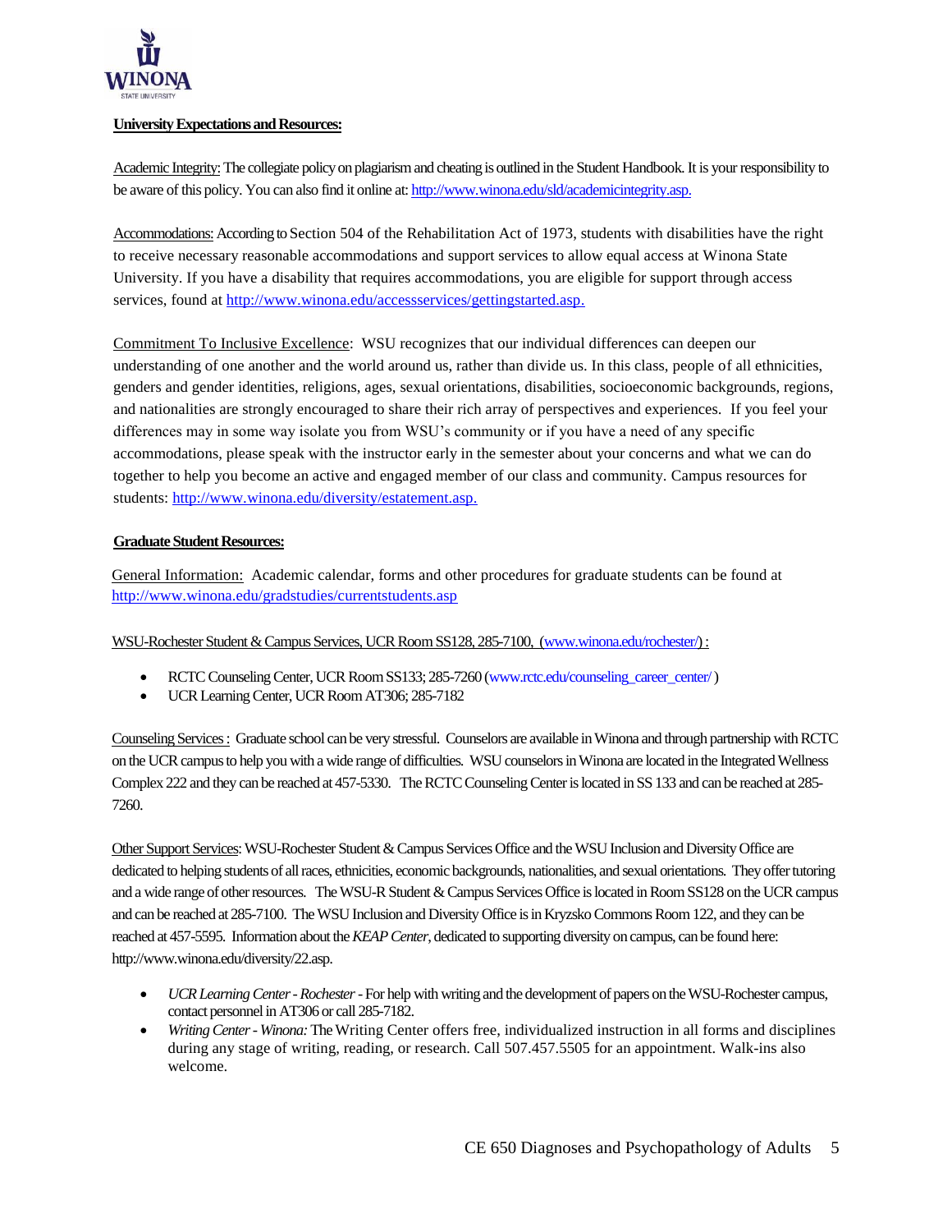**University Expectations and Resources:**

Academic Integrity: The collegiate policy on plagiarism and cheating is outlined in the Student Handbook. It is your responsibility to be aware of this policy. You can also find it online at: http://www.winona.edu/sld/academicintegrity.asp.

Accommodations: According to Section 504 of the Rehabilitation Act of 1973, students with disabilities have the right to receive necessary reasonable accommodations and support services to allow equal access at Winona State University. If you have a disability that requires accommodations, you are eligible for support through access services, found at http://www.winona.edu/accessservices/gettingstarted.asp.

Commitment To Inclusive Excellence: WSU recognizes that our individual differences can deepen our understanding of one another and the world around us, rather than divide us. In this class, people of all ethnicities, genders and gender identities, religions, ages, sexual orientations, disabilities, socioeconomic backgrounds, regions, and nationalities are strongly encouraged to share their rich array of perspectives and experiences. If you feel your differences may in some way isolate you from WSU's community or if you have a need of any specific accommodations, please speak with the instructor early in the semester about your concerns and what we can do together to help you become an active and engaged member of our class and community. Campus resources for students: http://www.winona.edu/diversity/estatement.asp.

**Graduate Student Resources:**

General Information: Academic calendar, forms and other procedures for graduate students can be found at http://www.winona.edu/gradstudies/currentstudents.asp

WSU-Rochester Student & Campus Services, UCR Room SS128, 285-7100, (www.winona.edu/rochester/) :

- RCTC Counseling Center, UCR Room SS133; 285-7260 (www.rctc.edu/counseling_career_center/ )
- UCR Learning Center, UCR Room AT306; 285-7182

Counseling Services : Graduate school can be very stressful. Counselors are available in Winona and through partnership with RCTC on the UCR campus to help you with a wide range of difficulties. WSU counselors in Winona are located in the Integrated Wellness Complex 222 and they can be reached at 457-5330. The RCTC Counseling Center is located in SS 133 and can be reached at 285-7260.

Other Support Services: WSU-Rochester Student & Campus Services Office and the WSU Inclusion and Diversity Office are dedicated to helping students of all races, ethnicities, economic backgrounds, nationalities, and sexual orientations. They offer tutoring and a wide range of other resources. The WSU-R Student & Campus Services Office is located in Room SS128 on the UCR campus and can be reached at 285-7100. The WSU Inclusion and Diversity Office is in Kryzsko Commons Room 122, and they can be reached at 457-5595. Information about the *KEAP Center*, dedicated to supporting diversity on campus, can be found here: http://www.winona.edu/diversity/22.asp.

- *UCR Learning Center - Rochester* - For help with writing and the development of papers on the WSU-Rochester campus, contact personnel in AT306 or call 285-7182.
- *Writing Center - Winona:* The Writing Center offers free, individualized instruction in all forms and disciplines during any stage of writing, reading, or research. Call 507.457.5505 for an appointment. Walk-ins also welcome.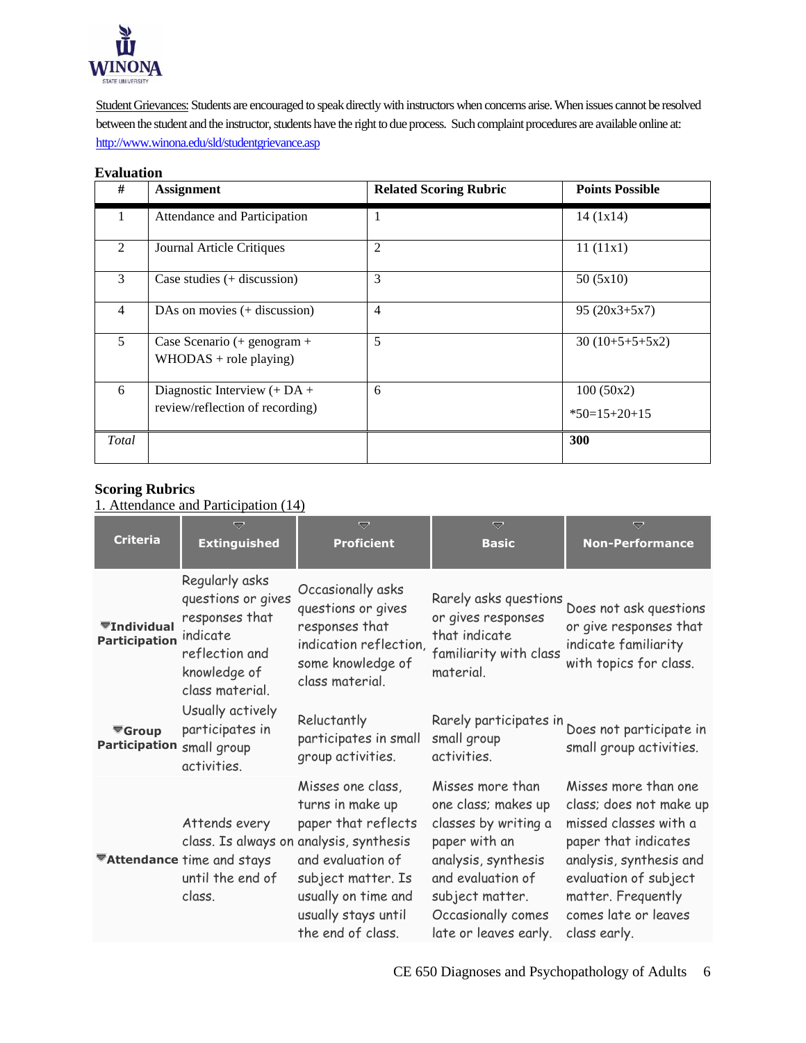Student Grievances: Students are encouraged to speak directly with instructors when concerns arise. When issues cannot be resolved between the student and the instructor, students have the right to due process. Such complaint procedures are available online at: http://www.winona.edu/sld/studentgrievance.asp

**Evaluation**

| # | Assignment | Related Scoring Rubric | Points Possible |
|---|---|---|---|
| 1 | Attendance and Participation | 1 | 14 (1x14) |
| 2 | Journal Article Critiques | 2 | 11 (11x1) |
| 3 | Case studies (+ discussion) | 3 | 50 (5x10) |
| 4 | DAs on movies (+ discussion) | 4 | 95 (20x3+5x7) |
| 5 | Case Scenario (+ genogram + WHODAS + role playing) | 5 | 30 (10+5+5+5x2) |
| 6 | Diagnostic Interview (+ DA + review/reflection of recording) | 6 | 100 (50x2) *50=15+20+15 |
| *Total* | | | **300** |

**Scoring Rubrics**

1. Attendance and Participation (14)

| Criteria | Extinguished | Proficient | Basic | Non-Performance |
|---|---|---|---|---|
| **Individual Participation** | Regularly asks questions or gives responses that indicate reflection and knowledge of class material. | Occasionally asks questions or gives responses that indication reflection, some knowledge of class material. | Rarely asks questions or gives responses that indicate familiarity with class material. | Does not ask questions or give responses that indicate familiarity with topics for class. |
| **Group Participation** | Usually actively participates in small group activities. | Reluctantly participates in small group activities. | Rarely participates in small group activities. | Does not participate in small group activities. |
| **Attendance** | Attends every class. Is always on time and stays until the end of class. | Misses one class, turns in make up paper that reflects analysis, synthesis and evaluation of subject matter. Is usually on time and usually stays until the end of class. | Misses more than one class; makes up classes by writing a paper with an analysis, synthesis and evaluation of subject matter. Occasionally comes late or leaves early. | Misses more than one class; does not make up missed classes with a paper that indicates analysis, synthesis and evaluation of subject matter. Frequently comes late or leaves class early. |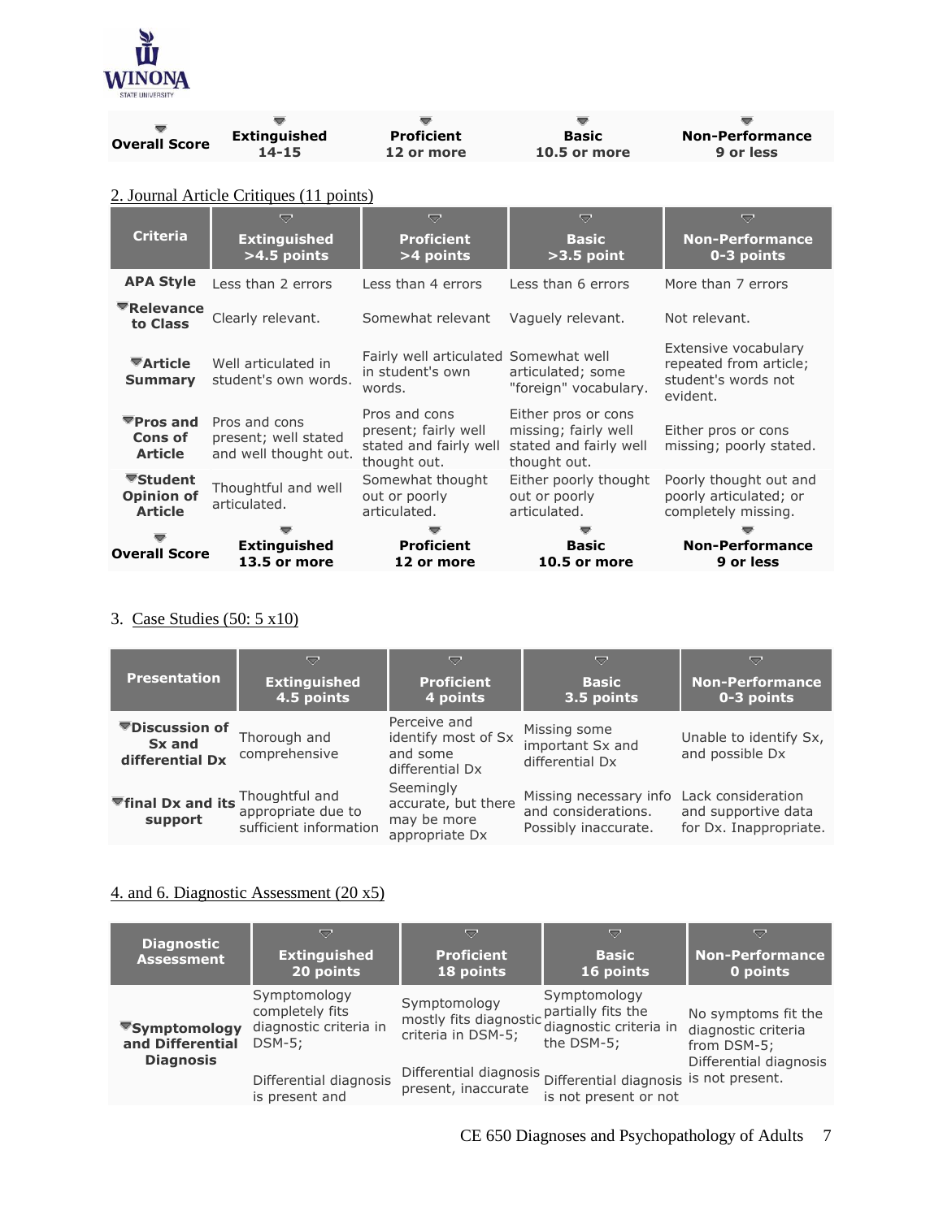| Overall Score | Extinguished 14-15 | Proficient 12 or more | Basic 10.5 or more | Non-Performance 9 or less |
|---|---|---|---|---|

2. Journal Article Critiques (11 points)

| Criteria | Extinguished >4.5 points | Proficient >4 points | Basic >3.5 point | Non-Performance 0-3 points |
|---|---|---|---|---|
| APA Style | Less than 2 errors | Less than 4 errors | Less than 6 errors | More than 7 errors |
| Relevance to Class | Clearly relevant. | Somewhat relevant | Vaguely relevant. | Not relevant. |
| Article Summary | Well articulated in student's own words. | Fairly well articulated in student's own words. | Somewhat well articulated; some "foreign" vocabulary. | Extensive vocabulary repeated from article; student's words not evident. |
| Pros and Cons of Article | Pros and cons present; well stated and well thought out. | Pros and cons present; fairly well stated and fairly well thought out. | Either pros or cons missing; fairly well stated and fairly well thought out. | Either pros or cons missing; poorly stated. |
| Student Opinion of Article | Thoughtful and well articulated. | Somewhat thought out or poorly articulated. | Either poorly thought out or poorly articulated. | Poorly thought out and poorly articulated; or completely missing. |
| Overall Score | Extinguished 13.5 or more | Proficient 12 or more | Basic 10.5 or more | Non-Performance 9 or less |

3. Case Studies (50: 5 x10)

| Presentation | Extinguished 4.5 points | Proficient 4 points | Basic 3.5 points | Non-Performance 0-3 points |
|---|---|---|---|---|
| Discussion of Sx and differential Dx | Thorough and comprehensive | Perceive and identify most of Sx and some differential Dx | Missing some important Sx and differential Dx | Unable to identify Sx, and possible Dx |
| final Dx and its support | Thoughtful and appropriate due to sufficient information | Seemingly accurate, but there may be more appropriate Dx | Missing necessary info and considerations. Possibly inaccurate. | Lack consideration and supportive data for Dx. Inappropriate. |

4. and 6. Diagnostic Assessment (20 x5)

| Diagnostic Assessment | Extinguished 20 points | Proficient 18 points | Basic 16 points | Non-Performance 0 points |
|---|---|---|---|---|
| Symptomology and Differential Diagnosis | Symptomology completely fits diagnostic criteria in DSM-5; Differential diagnosis is present and | Symptomology mostly fits diagnostic criteria in DSM-5; Differential diagnosis present, inaccurate | Symptomology partially fits the diagnostic criteria in the DSM-5; Differential diagnosis is not present or not | No symptoms fit the diagnostic criteria from DSM-5; Differential diagnosis is not present. |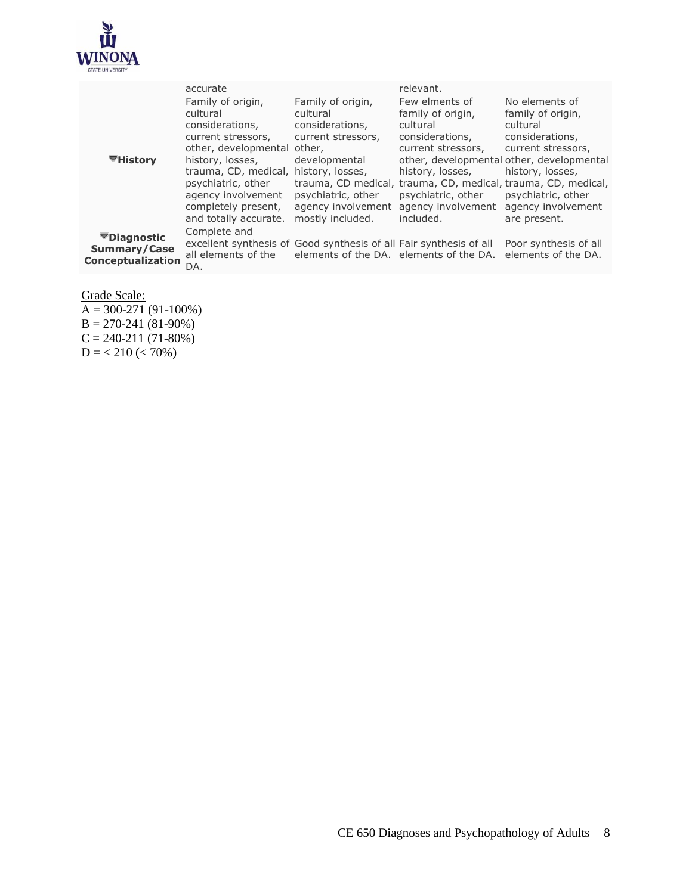|  | accurate |  | relevant. |  |
| --- | --- | --- | --- | --- |
| **History** | Family of origin, cultural considerations, current stressors, other, developmental history, losses, trauma, CD, medical, psychiatric, other agency involvement completely present, and totally accurate. | Family of origin, cultural considerations, current stressors, other, developmental history, losses, trauma, CD medical, psychiatric, other agency involvement mostly included. | Few elments of family of origin, cultural considerations, current stressors, other, developmental history, losses, trauma, CD, medical, psychiatric, other agency involvement included. | No elements of family of origin, cultural considerations, current stressors, other, developmental history, losses, trauma, CD, medical, psychiatric, other agency involvement are present. |
| **Diagnostic Summary/Case Conceptualization** | Complete and excellent synthesis of all elements of the DA. | Good synthesis of all elements of the DA. | Fair synthesis of all elements of the DA. | Poor synthesis of all elements of the DA. |

<u>Grade Scale:</u>

A = 300-271 (91-100%)
B = 270-241 (81-90%)
C = 240-211 (71-80%)
D = < 210 (< 70%)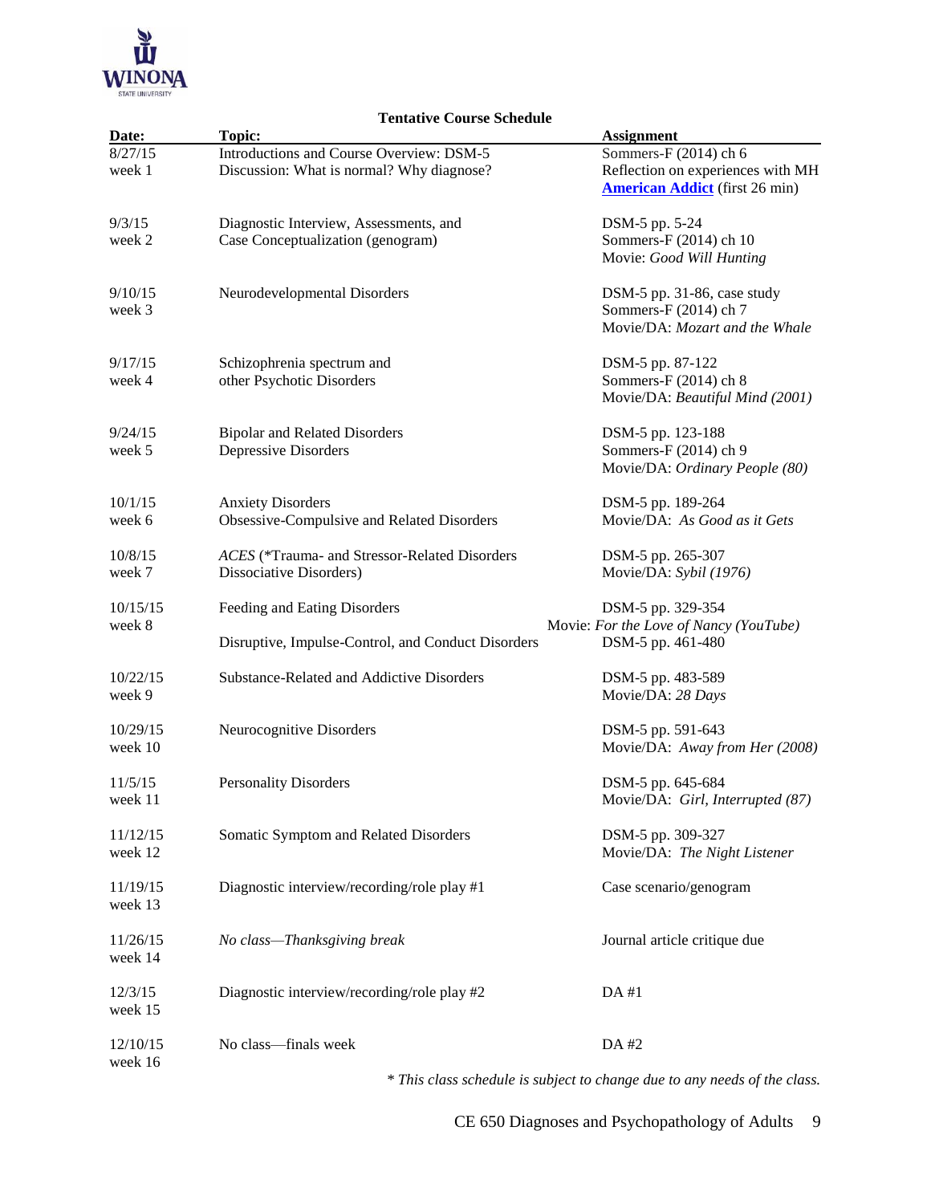**Tentative Course Schedule**

| Date: | Topic: | Assignment |
|---|---|---|
| 8/27/15<br>week 1 | Introductions and Course Overview: DSM-5<br>Discussion: What is normal? Why diagnose? | Sommers-F (2014) ch 6<br>Reflection on experiences with MH<br>**American Addict** (first 26 min) |
| 9/3/15<br>week 2 | Diagnostic Interview, Assessments, and Case Conceptualization (genogram) | DSM-5 pp. 5-24<br>Sommers-F (2014) ch 10<br>Movie: *Good Will Hunting* |
| 9/10/15<br>week 3 | Neurodevelopmental Disorders | DSM-5 pp. 31-86, case study<br>Sommers-F (2014) ch 7<br>Movie/DA: *Mozart and the Whale* |
| 9/17/15<br>week 4 | Schizophrenia spectrum and other Psychotic Disorders | DSM-5 pp. 87-122<br>Sommers-F (2014) ch 8<br>Movie/DA: *Beautiful Mind (2001)* |
| 9/24/15<br>week 5 | Bipolar and Related Disorders<br>Depressive Disorders | DSM-5 pp. 123-188<br>Sommers-F (2014) ch 9<br>Movie/DA: *Ordinary People (80)* |
| 10/1/15<br>week 6 | Anxiety Disorders<br>Obsessive-Compulsive and Related Disorders | DSM-5 pp. 189-264<br>Movie/DA: *As Good as it Gets* |
| 10/8/15<br>week 7 | *ACES* (*Trauma- and Stressor-Related Disorders Dissociative Disorders) | DSM-5 pp. 265-307<br>Movie/DA: *Sybil (1976)* |
| 10/15/15<br>week 8 | Feeding and Eating Disorders<br><br>Disruptive, Impulse-Control, and Conduct Disorders | DSM-5 pp. 329-354<br>Movie: *For the Love of Nancy (YouTube)*<br>DSM-5 pp. 461-480 |
| 10/22/15<br>week 9 | Substance-Related and Addictive Disorders | DSM-5 pp. 483-589<br>Movie/DA: *28 Days* |
| 10/29/15<br>week 10 | Neurocognitive Disorders | DSM-5 pp. 591-643<br>Movie/DA: *Away from Her (2008)* |
| 11/5/15<br>week 11 | Personality Disorders | DSM-5 pp. 645-684<br>Movie/DA: *Girl, Interrupted (87)* |
| 11/12/15<br>week 12 | Somatic Symptom and Related Disorders | DSM-5 pp. 309-327<br>Movie/DA: *The Night Listener* |
| 11/19/15<br>week 13 | Diagnostic interview/recording/role play #1 | Case scenario/genogram |
| 11/26/15<br>week 14 | *No class—Thanksgiving break* | Journal article critique due |
| 12/3/15<br>week 15 | Diagnostic interview/recording/role play #2 | DA #1 |
| 12/10/15<br>week 16 | No class—finals week | DA #2 |

*\* This class schedule is subject to change due to any needs of the class.*